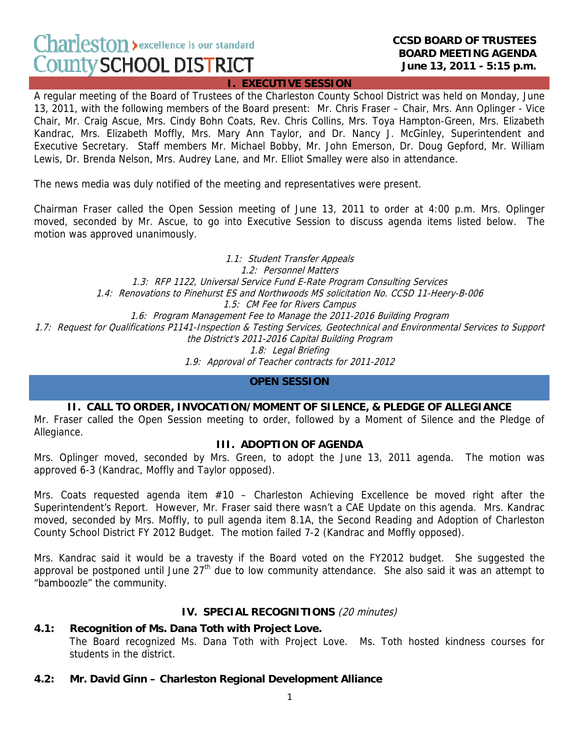Charleston County SCHOOL DISTRICT — excellence is our standard

**CCSD BOARD OF TRUSTEES**
**BOARD MEETING AGENDA**
**June 13, 2011 - 5:15 p.m.**

## I. EXECUTIVE SESSION

A regular meeting of the Board of Trustees of the Charleston County School District was held on Monday, June 13, 2011, with the following members of the Board present: Mr. Chris Fraser – Chair, Mrs. Ann Oplinger - Vice Chair, Mr. Craig Ascue, Mrs. Cindy Bohn Coats, Rev. Chris Collins, Mrs. Toya Hampton-Green, Mrs. Elizabeth Kandrac, Mrs. Elizabeth Moffly, Mrs. Mary Ann Taylor, and Dr. Nancy J. McGinley, Superintendent and Executive Secretary. Staff members Mr. Michael Bobby, Mr. John Emerson, Dr. Doug Gepford, Mr. William Lewis, Dr. Brenda Nelson, Mrs. Audrey Lane, and Mr. Elliot Smalley were also in attendance.

The news media was duly notified of the meeting and representatives were present.

Chairman Fraser called the Open Session meeting of June 13, 2011 to order at 4:00 p.m. Mrs. Oplinger moved, seconded by Mr. Ascue, to go into Executive Session to discuss agenda items listed below. The motion was approved unanimously.

*1.1: Student Transfer Appeals*
*1.2: Personnel Matters*
*1.3: RFP 1122, Universal Service Fund E-Rate Program Consulting Services*
*1.4: Renovations to Pinehurst ES and Northwoods MS solicitation No. CCSD 11-Heery-B-006*
*1.5: CM Fee for Rivers Campus*
*1.6: Program Management Fee to Manage the 2011-2016 Building Program*
*1.7: Request for Qualifications P1141-Inspection & Testing Services, Geotechnical and Environmental Services to Support the District's 2011-2016 Capital Building Program*
*1.8: Legal Briefing*
*1.9: Approval of Teacher contracts for 2011-2012*

## OPEN SESSION

### II. CALL TO ORDER, INVOCATION/MOMENT OF SILENCE, & PLEDGE OF ALLEGIANCE

Mr. Fraser called the Open Session meeting to order, followed by a Moment of Silence and the Pledge of Allegiance.

### III. ADOPTION OF AGENDA

Mrs. Oplinger moved, seconded by Mrs. Green, to adopt the June 13, 2011 agenda. The motion was approved 6-3 (Kandrac, Moffly and Taylor opposed).

Mrs. Coats requested agenda item #10 – Charleston Achieving Excellence be moved right after the Superintendent's Report. However, Mr. Fraser said there wasn't a CAE Update on this agenda. Mrs. Kandrac moved, seconded by Mrs. Moffly, to pull agenda item 8.1A, the Second Reading and Adoption of Charleston County School District FY 2012 Budget. The motion failed 7-2 (Kandrac and Moffly opposed).

Mrs. Kandrac said it would be a travesty if the Board voted on the FY2012 budget. She suggested the approval be postponed until June 27th due to low community attendance. She also said it was an attempt to "bamboozle" the community.

### IV. SPECIAL RECOGNITIONS *(20 minutes)*

**4.1: Recognition of Ms. Dana Toth with Project Love.**
The Board recognized Ms. Dana Toth with Project Love. Ms. Toth hosted kindness courses for students in the district.

**4.2: Mr. David Ginn – Charleston Regional Development Alliance**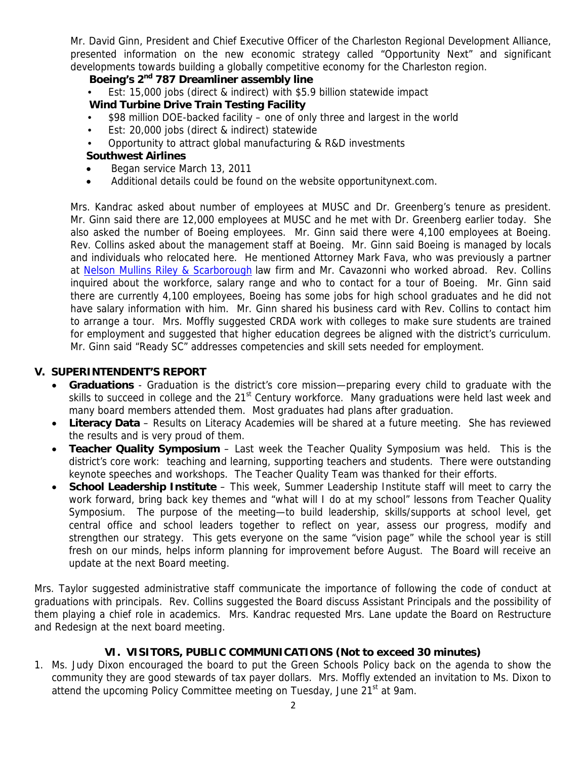Mr. David Ginn, President and Chief Executive Officer of the Charleston Regional Development Alliance, presented information on the new economic strategy called "Opportunity Next" and significant developments towards building a globally competitive economy for the Charleston region.

**Boeing's 2nd 787 Dreamliner assembly line**

- Est: 15,000 jobs (direct & indirect) with $5.9 billion statewide impact

**Wind Turbine Drive Train Testing Facility**

- $98 million DOE-backed facility – one of only three and largest in the world
- Est: 20,000 jobs (direct & indirect) statewide
- Opportunity to attract global manufacturing & R&D investments

**Southwest Airlines**

- Began service March 13, 2011
- Additional details could be found on the website opportunitynext.com.

Mrs. Kandrac asked about number of employees at MUSC and Dr. Greenberg's tenure as president. Mr. Ginn said there are 12,000 employees at MUSC and he met with Dr. Greenberg earlier today. She also asked the number of Boeing employees. Mr. Ginn said there were 4,100 employees at Boeing. Rev. Collins asked about the management staff at Boeing. Mr. Ginn said Boeing is managed by locals and individuals who relocated here. He mentioned Attorney Mark Fava, who was previously a partner at Nelson Mullins Riley & Scarborough law firm and Mr. Cavazonni who worked abroad. Rev. Collins inquired about the workforce, salary range and who to contact for a tour of Boeing. Mr. Ginn said there are currently 4,100 employees, Boeing has some jobs for high school graduates and he did not have salary information with him. Mr. Ginn shared his business card with Rev. Collins to contact him to arrange a tour. Mrs. Moffly suggested CRDA work with colleges to make sure students are trained for employment and suggested that higher education degrees be aligned with the district's curriculum. Mr. Ginn said "Ready SC" addresses competencies and skill sets needed for employment.

## V. SUPERINTENDENT'S REPORT

- **Graduations** - Graduation is the district's core mission—preparing every child to graduate with the skills to succeed in college and the 21st Century workforce. Many graduations were held last week and many board members attended them. Most graduates had plans after graduation.
- **Literacy Data** – Results on Literacy Academies will be shared at a future meeting. She has reviewed the results and is very proud of them.
- **Teacher Quality Symposium** – Last week the Teacher Quality Symposium was held. This is the district's core work: teaching and learning, supporting teachers and students. There were outstanding keynote speeches and workshops. The Teacher Quality Team was thanked for their efforts.
- **School Leadership Institute** – This week, Summer Leadership Institute staff will meet to carry the work forward, bring back key themes and "what will I do at my school" lessons from Teacher Quality Symposium. The purpose of the meeting—to build leadership, skills/supports at school level, get central office and school leaders together to reflect on year, assess our progress, modify and strengthen our strategy. This gets everyone on the same "vision page" while the school year is still fresh on our minds, helps inform planning for improvement before August. The Board will receive an update at the next Board meeting.

Mrs. Taylor suggested administrative staff communicate the importance of following the code of conduct at graduations with principals. Rev. Collins suggested the Board discuss Assistant Principals and the possibility of them playing a chief role in academics. Mrs. Kandrac requested Mrs. Lane update the Board on Restructure and Redesign at the next board meeting.

## VI. VISITORS, PUBLIC COMMUNICATIONS (Not to exceed 30 minutes)

1. Ms. Judy Dixon encouraged the board to put the Green Schools Policy back on the agenda to show the community they are good stewards of tax payer dollars. Mrs. Moffly extended an invitation to Ms. Dixon to attend the upcoming Policy Committee meeting on Tuesday, June 21st at 9am.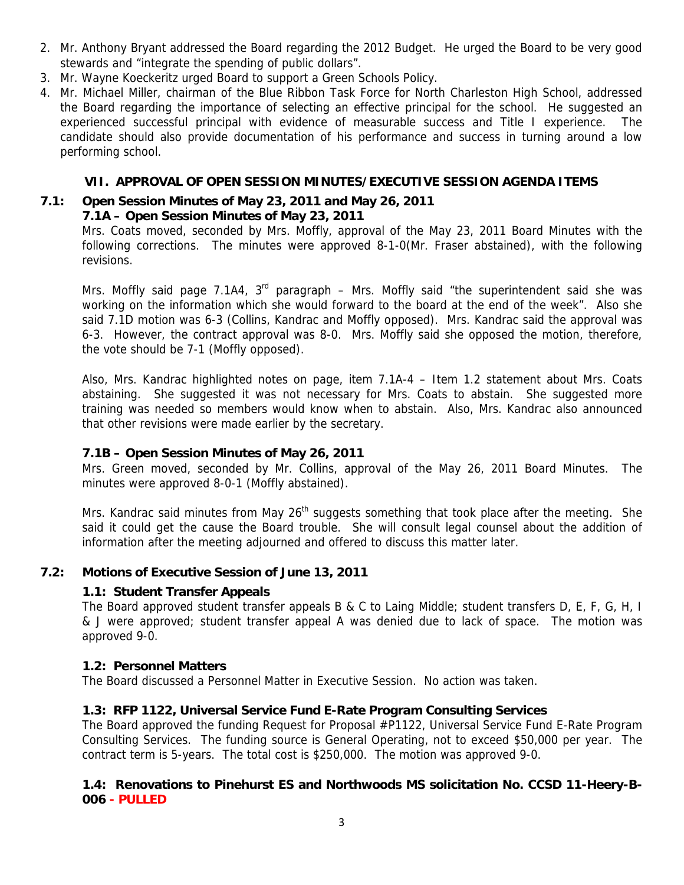2. Mr. Anthony Bryant addressed the Board regarding the 2012 Budget. He urged the Board to be very good stewards and "integrate the spending of public dollars".
3. Mr. Wayne Koeckeritz urged Board to support a Green Schools Policy.
4. Mr. Michael Miller, chairman of the Blue Ribbon Task Force for North Charleston High School, addressed the Board regarding the importance of selecting an effective principal for the school. He suggested an experienced successful principal with evidence of measurable success and Title I experience. The candidate should also provide documentation of his performance and success in turning around a low performing school.

## VII. APPROVAL OF OPEN SESSION MINUTES/EXECUTIVE SESSION AGENDA ITEMS

### 7.1: Open Session Minutes of May 23, 2011 and May 26, 2011

**7.1A – Open Session Minutes of May 23, 2011**

Mrs. Coats moved, seconded by Mrs. Moffly, approval of the May 23, 2011 Board Minutes with the following corrections. The minutes were approved 8-1-0(Mr. Fraser abstained), with the following revisions.

Mrs. Moffly said page 7.1A4, 3rd paragraph – Mrs. Moffly said "the superintendent said she was working on the information which she would forward to the board at the end of the week". Also she said 7.1D motion was 6-3 (Collins, Kandrac and Moffly opposed). Mrs. Kandrac said the approval was 6-3. However, the contract approval was 8-0. Mrs. Moffly said she opposed the motion, therefore, the vote should be 7-1 (Moffly opposed).

Also, Mrs. Kandrac highlighted notes on page, item 7.1A-4 – Item 1.2 statement about Mrs. Coats abstaining. She suggested it was not necessary for Mrs. Coats to abstain. She suggested more training was needed so members would know when to abstain. Also, Mrs. Kandrac also announced that other revisions were made earlier by the secretary.

**7.1B – Open Session Minutes of May 26, 2011**

Mrs. Green moved, seconded by Mr. Collins, approval of the May 26, 2011 Board Minutes. The minutes were approved 8-0-1 (Moffly abstained).

Mrs. Kandrac said minutes from May 26th suggests something that took place after the meeting. She said it could get the cause the Board trouble. She will consult legal counsel about the addition of information after the meeting adjourned and offered to discuss this matter later.

### 7.2: Motions of Executive Session of June 13, 2011

**1.1: Student Transfer Appeals**

The Board approved student transfer appeals B & C to Laing Middle; student transfers D, E, F, G, H, I & J were approved; student transfer appeal A was denied due to lack of space. The motion was approved 9-0.

**1.2: Personnel Matters**

The Board discussed a Personnel Matter in Executive Session. No action was taken.

**1.3: RFP 1122, Universal Service Fund E-Rate Program Consulting Services**

The Board approved the funding Request for Proposal #P1122, Universal Service Fund E-Rate Program Consulting Services. The funding source is General Operating, not to exceed $50,000 per year. The contract term is 5-years. The total cost is $250,000. The motion was approved 9-0.

**1.4: Renovations to Pinehurst ES and Northwoods MS solicitation No. CCSD 11-Heery-B-006 - PULLED**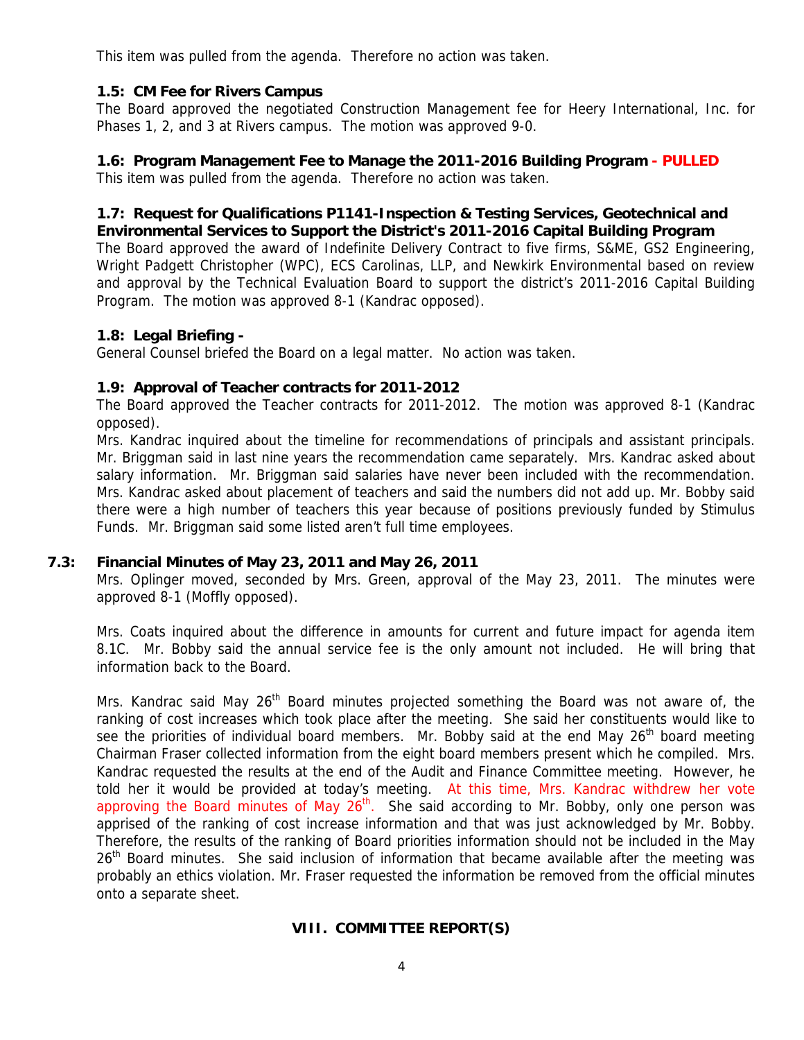This item was pulled from the agenda. Therefore no action was taken.

**1.5: CM Fee for Rivers Campus**

The Board approved the negotiated Construction Management fee for Heery International, Inc. for Phases 1, 2, and 3 at Rivers campus. The motion was approved 9-0.

**1.6: Program Management Fee to Manage the 2011-2016 Building Program - PULLED**

This item was pulled from the agenda. Therefore no action was taken.

**1.7: Request for Qualifications P1141-Inspection & Testing Services, Geotechnical and Environmental Services to Support the District's 2011-2016 Capital Building Program**

The Board approved the award of Indefinite Delivery Contract to five firms, S&ME, GS2 Engineering, Wright Padgett Christopher (WPC), ECS Carolinas, LLP, and Newkirk Environmental based on review and approval by the Technical Evaluation Board to support the district's 2011-2016 Capital Building Program. The motion was approved 8-1 (Kandrac opposed).

**1.8: Legal Briefing -**

General Counsel briefed the Board on a legal matter. No action was taken.

**1.9: Approval of Teacher contracts for 2011-2012**

The Board approved the Teacher contracts for 2011-2012. The motion was approved 8-1 (Kandrac opposed).

Mrs. Kandrac inquired about the timeline for recommendations of principals and assistant principals. Mr. Briggman said in last nine years the recommendation came separately. Mrs. Kandrac asked about salary information. Mr. Briggman said salaries have never been included with the recommendation. Mrs. Kandrac asked about placement of teachers and said the numbers did not add up. Mr. Bobby said there were a high number of teachers this year because of positions previously funded by Stimulus Funds. Mr. Briggman said some listed aren't full time employees.

**7.3: Financial Minutes of May 23, 2011 and May 26, 2011**

Mrs. Oplinger moved, seconded by Mrs. Green, approval of the May 23, 2011. The minutes were approved 8-1 (Moffly opposed).

Mrs. Coats inquired about the difference in amounts for current and future impact for agenda item 8.1C. Mr. Bobby said the annual service fee is the only amount not included. He will bring that information back to the Board.

Mrs. Kandrac said May 26th Board minutes projected something the Board was not aware of, the ranking of cost increases which took place after the meeting. She said her constituents would like to see the priorities of individual board members. Mr. Bobby said at the end May 26th board meeting Chairman Fraser collected information from the eight board members present which he compiled. Mrs. Kandrac requested the results at the end of the Audit and Finance Committee meeting. However, he told her it would be provided at today's meeting. At this time, Mrs. Kandrac withdrew her vote approving the Board minutes of May 26th. She said according to Mr. Bobby, only one person was apprised of the ranking of cost increase information and that was just acknowledged by Mr. Bobby. Therefore, the results of the ranking of Board priorities information should not be included in the May 26th Board minutes. She said inclusion of information that became available after the meeting was probably an ethics violation. Mr. Fraser requested the information be removed from the official minutes onto a separate sheet.

## VIII. COMMITTEE REPORT(S)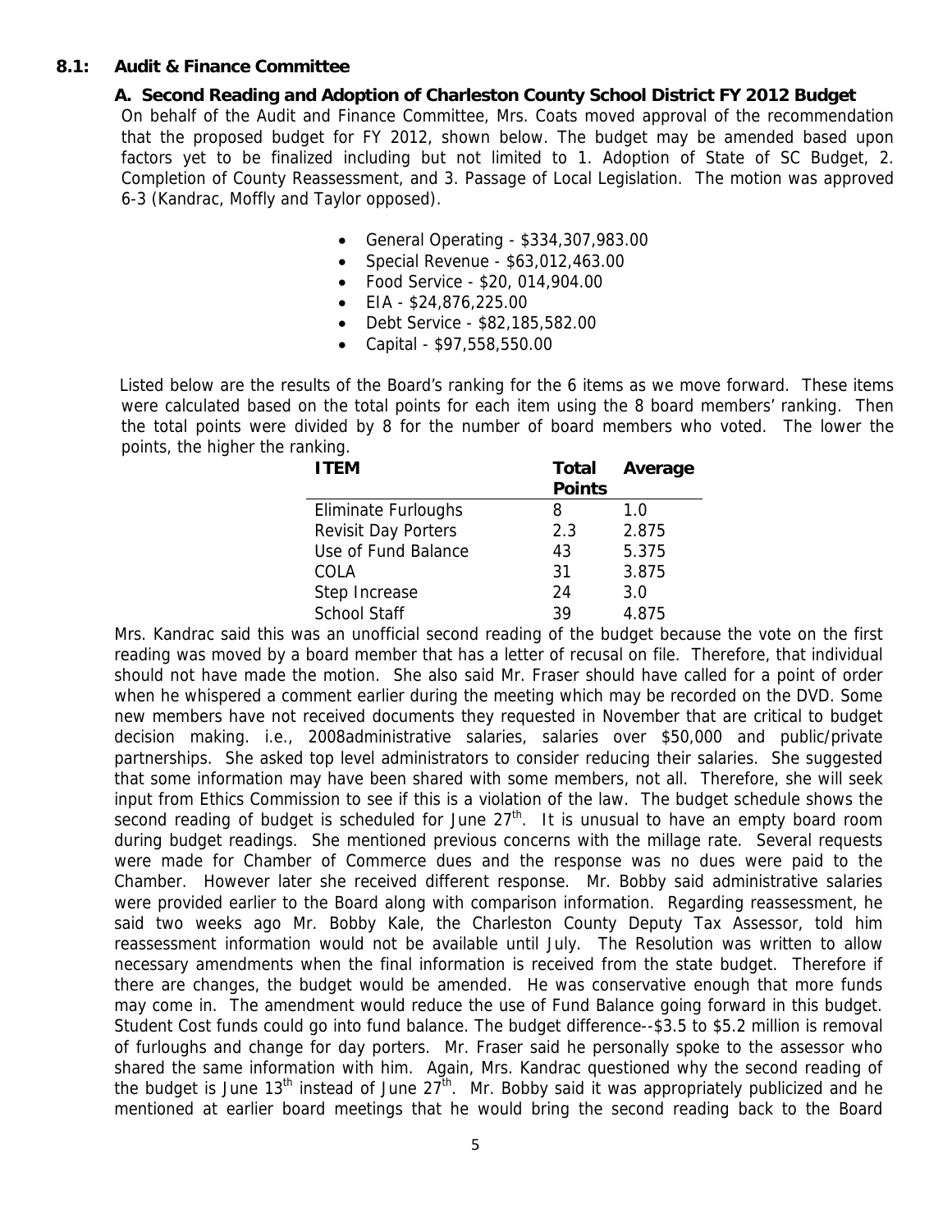## 8.1: Audit & Finance Committee

### A. Second Reading and Adoption of Charleston County School District FY 2012 Budget

On behalf of the Audit and Finance Committee, Mrs. Coats moved approval of the recommendation that the proposed budget for FY 2012, shown below. The budget may be amended based upon factors yet to be finalized including but not limited to 1. Adoption of State of SC Budget, 2. Completion of County Reassessment, and 3. Passage of Local Legislation. The motion was approved 6-3 (Kandrac, Moffly and Taylor opposed).

- General Operating - $334,307,983.00
- Special Revenue - $63,012,463.00
- Food Service - $20, 014,904.00
- EIA - $24,876,225.00
- Debt Service - $82,185,582.00
- Capital - $97,558,550.00

Listed below are the results of the Board's ranking for the 6 items as we move forward. These items were calculated based on the total points for each item using the 8 board members' ranking. Then the total points were divided by 8 for the number of board members who voted. The lower the points, the higher the ranking.

| ITEM | Total Points | Average |
|---|---|---|
| Eliminate Furloughs | 8 | 1.0 |
| Revisit Day Porters | 2.3 | 2.875 |
| Use of Fund Balance | 43 | 5.375 |
| COLA | 31 | 3.875 |
| Step Increase | 24 | 3.0 |
| School Staff | 39 | 4.875 |

Mrs. Kandrac said this was an unofficial second reading of the budget because the vote on the first reading was moved by a board member that has a letter of recusal on file. Therefore, that individual should not have made the motion. She also said Mr. Fraser should have called for a point of order when he whispered a comment earlier during the meeting which may be recorded on the DVD. Some new members have not received documents they requested in November that are critical to budget decision making. i.e., 2008administrative salaries, salaries over $50,000 and public/private partnerships. She asked top level administrators to consider reducing their salaries. She suggested that some information may have been shared with some members, not all. Therefore, she will seek input from Ethics Commission to see if this is a violation of the law. The budget schedule shows the second reading of budget is scheduled for June 27th. It is unusual to have an empty board room during budget readings. She mentioned previous concerns with the millage rate. Several requests were made for Chamber of Commerce dues and the response was no dues were paid to the Chamber. However later she received different response. Mr. Bobby said administrative salaries were provided earlier to the Board along with comparison information. Regarding reassessment, he said two weeks ago Mr. Bobby Kale, the Charleston County Deputy Tax Assessor, told him reassessment information would not be available until July. The Resolution was written to allow necessary amendments when the final information is received from the state budget. Therefore if there are changes, the budget would be amended. He was conservative enough that more funds may come in. The amendment would reduce the use of Fund Balance going forward in this budget. Student Cost funds could go into fund balance. The budget difference--$3.5 to $5.2 million is removal of furloughs and change for day porters. Mr. Fraser said he personally spoke to the assessor who shared the same information with him. Again, Mrs. Kandrac questioned why the second reading of the budget is June 13th instead of June 27th. Mr. Bobby said it was appropriately publicized and he mentioned at earlier board meetings that he would bring the second reading back to the Board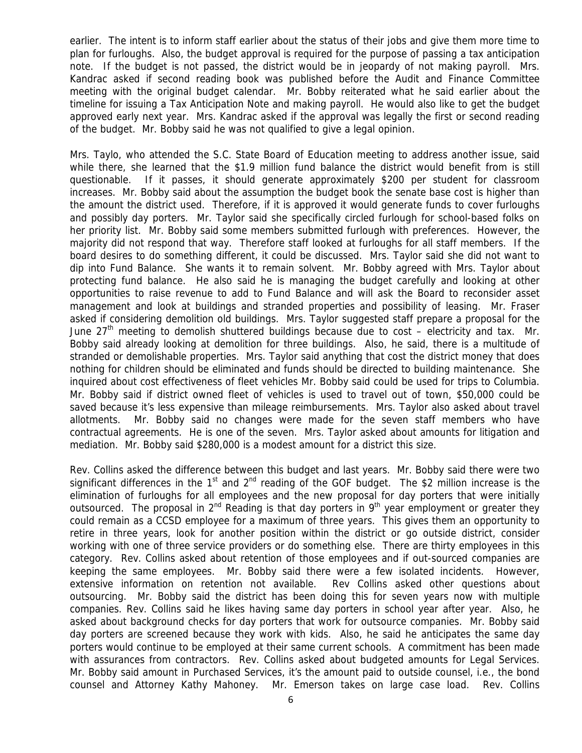earlier. The intent is to inform staff earlier about the status of their jobs and give them more time to plan for furloughs. Also, the budget approval is required for the purpose of passing a tax anticipation note. If the budget is not passed, the district would be in jeopardy of not making payroll. Mrs. Kandrac asked if second reading book was published before the Audit and Finance Committee meeting with the original budget calendar. Mr. Bobby reiterated what he said earlier about the timeline for issuing a Tax Anticipation Note and making payroll. He would also like to get the budget approved early next year. Mrs. Kandrac asked if the approval was legally the first or second reading of the budget. Mr. Bobby said he was not qualified to give a legal opinion.

Mrs. Taylo, who attended the S.C. State Board of Education meeting to address another issue, said while there, she learned that the $1.9 million fund balance the district would benefit from is still questionable. If it passes, it should generate approximately $200 per student for classroom increases. Mr. Bobby said about the assumption the budget book the senate base cost is higher than the amount the district used. Therefore, if it is approved it would generate funds to cover furloughs and possibly day porters. Mr. Taylor said she specifically circled furlough for school-based folks on her priority list. Mr. Bobby said some members submitted furlough with preferences. However, the majority did not respond that way. Therefore staff looked at furloughs for all staff members. If the board desires to do something different, it could be discussed. Mrs. Taylor said she did not want to dip into Fund Balance. She wants it to remain solvent. Mr. Bobby agreed with Mrs. Taylor about protecting fund balance. He also said he is managing the budget carefully and looking at other opportunities to raise revenue to add to Fund Balance and will ask the Board to reconsider asset management and look at buildings and stranded properties and possibility of leasing. Mr. Fraser asked if considering demolition old buildings. Mrs. Taylor suggested staff prepare a proposal for the June 27th meeting to demolish shuttered buildings because due to cost – electricity and tax. Mr. Bobby said already looking at demolition for three buildings. Also, he said, there is a multitude of stranded or demolishable properties. Mrs. Taylor said anything that cost the district money that does nothing for children should be eliminated and funds should be directed to building maintenance. She inquired about cost effectiveness of fleet vehicles Mr. Bobby said could be used for trips to Columbia. Mr. Bobby said if district owned fleet of vehicles is used to travel out of town, $50,000 could be saved because it's less expensive than mileage reimbursements. Mrs. Taylor also asked about travel allotments. Mr. Bobby said no changes were made for the seven staff members who have contractual agreements. He is one of the seven. Mrs. Taylor asked about amounts for litigation and mediation. Mr. Bobby said $280,000 is a modest amount for a district this size.

Rev. Collins asked the difference between this budget and last years. Mr. Bobby said there were two significant differences in the 1st and 2nd reading of the GOF budget. The $2 million increase is the elimination of furloughs for all employees and the new proposal for day porters that were initially outsourced. The proposal in 2nd Reading is that day porters in 9th year employment or greater they could remain as a CCSD employee for a maximum of three years. This gives them an opportunity to retire in three years, look for another position within the district or go outside district, consider working with one of three service providers or do something else. There are thirty employees in this category. Rev. Collins asked about retention of those employees and if out-sourced companies are keeping the same employees. Mr. Bobby said there were a few isolated incidents. However, extensive information on retention not available. Rev Collins asked other questions about outsourcing. Mr. Bobby said the district has been doing this for seven years now with multiple companies. Rev. Collins said he likes having same day porters in school year after year. Also, he asked about background checks for day porters that work for outsource companies. Mr. Bobby said day porters are screened because they work with kids. Also, he said he anticipates the same day porters would continue to be employed at their same current schools. A commitment has been made with assurances from contractors. Rev. Collins asked about budgeted amounts for Legal Services. Mr. Bobby said amount in Purchased Services, it's the amount paid to outside counsel, i.e., the bond counsel and Attorney Kathy Mahoney. Mr. Emerson takes on large case load. Rev. Collins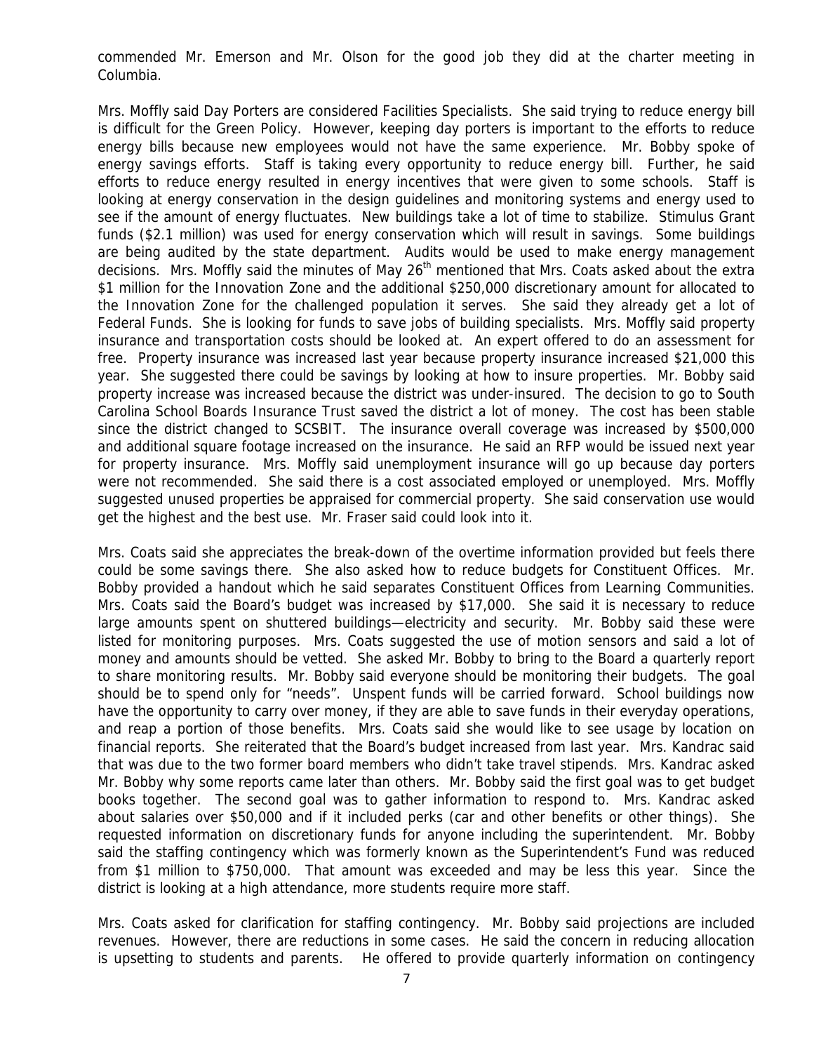commended Mr. Emerson and Mr. Olson for the good job they did at the charter meeting in Columbia.

Mrs. Moffly said Day Porters are considered Facilities Specialists. She said trying to reduce energy bill is difficult for the Green Policy. However, keeping day porters is important to the efforts to reduce energy bills because new employees would not have the same experience. Mr. Bobby spoke of energy savings efforts. Staff is taking every opportunity to reduce energy bill. Further, he said efforts to reduce energy resulted in energy incentives that were given to some schools. Staff is looking at energy conservation in the design guidelines and monitoring systems and energy used to see if the amount of energy fluctuates. New buildings take a lot of time to stabilize. Stimulus Grant funds ($2.1 million) was used for energy conservation which will result in savings. Some buildings are being audited by the state department. Audits would be used to make energy management decisions. Mrs. Moffly said the minutes of May 26th mentioned that Mrs. Coats asked about the extra $1 million for the Innovation Zone and the additional $250,000 discretionary amount for allocated to the Innovation Zone for the challenged population it serves. She said they already get a lot of Federal Funds. She is looking for funds to save jobs of building specialists. Mrs. Moffly said property insurance and transportation costs should be looked at. An expert offered to do an assessment for free. Property insurance was increased last year because property insurance increased $21,000 this year. She suggested there could be savings by looking at how to insure properties. Mr. Bobby said property increase was increased because the district was under-insured. The decision to go to South Carolina School Boards Insurance Trust saved the district a lot of money. The cost has been stable since the district changed to SCSBIT. The insurance overall coverage was increased by $500,000 and additional square footage increased on the insurance. He said an RFP would be issued next year for property insurance. Mrs. Moffly said unemployment insurance will go up because day porters were not recommended. She said there is a cost associated employed or unemployed. Mrs. Moffly suggested unused properties be appraised for commercial property. She said conservation use would get the highest and the best use. Mr. Fraser said could look into it.

Mrs. Coats said she appreciates the break-down of the overtime information provided but feels there could be some savings there. She also asked how to reduce budgets for Constituent Offices. Mr. Bobby provided a handout which he said separates Constituent Offices from Learning Communities. Mrs. Coats said the Board's budget was increased by $17,000. She said it is necessary to reduce large amounts spent on shuttered buildings—electricity and security. Mr. Bobby said these were listed for monitoring purposes. Mrs. Coats suggested the use of motion sensors and said a lot of money and amounts should be vetted. She asked Mr. Bobby to bring to the Board a quarterly report to share monitoring results. Mr. Bobby said everyone should be monitoring their budgets. The goal should be to spend only for "needs". Unspent funds will be carried forward. School buildings now have the opportunity to carry over money, if they are able to save funds in their everyday operations, and reap a portion of those benefits. Mrs. Coats said she would like to see usage by location on financial reports. She reiterated that the Board's budget increased from last year. Mrs. Kandrac said that was due to the two former board members who didn't take travel stipends. Mrs. Kandrac asked Mr. Bobby why some reports came later than others. Mr. Bobby said the first goal was to get budget books together. The second goal was to gather information to respond to. Mrs. Kandrac asked about salaries over $50,000 and if it included perks (car and other benefits or other things). She requested information on discretionary funds for anyone including the superintendent. Mr. Bobby said the staffing contingency which was formerly known as the Superintendent's Fund was reduced from $1 million to $750,000. That amount was exceeded and may be less this year. Since the district is looking at a high attendance, more students require more staff.

Mrs. Coats asked for clarification for staffing contingency. Mr. Bobby said projections are included revenues. However, there are reductions in some cases. He said the concern in reducing allocation is upsetting to students and parents. He offered to provide quarterly information on contingency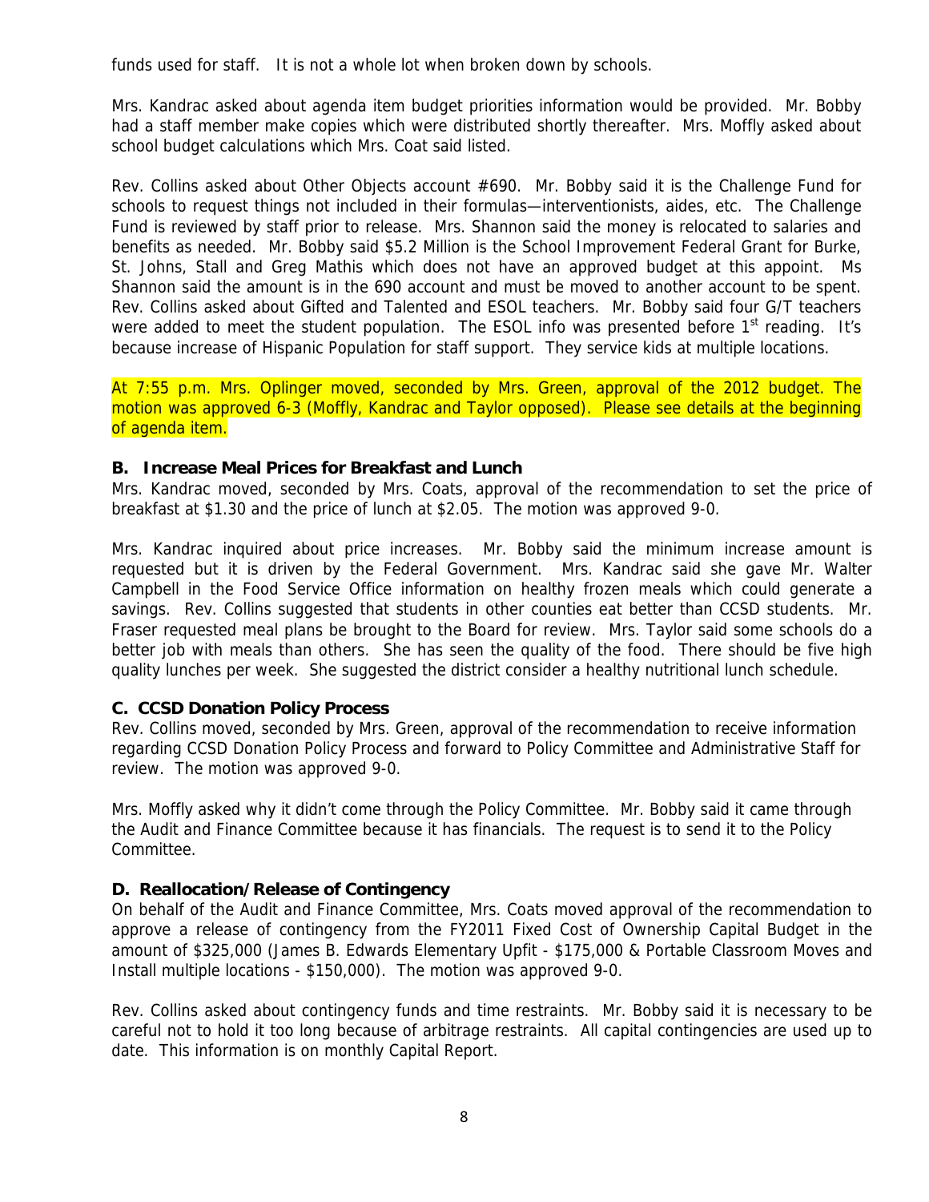funds used for staff. It is not a whole lot when broken down by schools.

Mrs. Kandrac asked about agenda item budget priorities information would be provided. Mr. Bobby had a staff member make copies which were distributed shortly thereafter. Mrs. Moffly asked about school budget calculations which Mrs. Coat said listed.

Rev. Collins asked about Other Objects account #690. Mr. Bobby said it is the Challenge Fund for schools to request things not included in their formulas—interventionists, aides, etc. The Challenge Fund is reviewed by staff prior to release. Mrs. Shannon said the money is relocated to salaries and benefits as needed. Mr. Bobby said $5.2 Million is the School Improvement Federal Grant for Burke, St. Johns, Stall and Greg Mathis which does not have an approved budget at this appoint. Ms Shannon said the amount is in the 690 account and must be moved to another account to be spent. Rev. Collins asked about Gifted and Talented and ESOL teachers. Mr. Bobby said four G/T teachers were added to meet the student population. The ESOL info was presented before 1st reading. It's because increase of Hispanic Population for staff support. They service kids at multiple locations.

At 7:55 p.m. Mrs. Oplinger moved, seconded by Mrs. Green, approval of the 2012 budget. The motion was approved 6-3 (Moffly, Kandrac and Taylor opposed). Please see details at the beginning of agenda item.

**B. Increase Meal Prices for Breakfast and Lunch**

Mrs. Kandrac moved, seconded by Mrs. Coats, approval of the recommendation to set the price of breakfast at $1.30 and the price of lunch at $2.05. The motion was approved 9-0.

Mrs. Kandrac inquired about price increases. Mr. Bobby said the minimum increase amount is requested but it is driven by the Federal Government. Mrs. Kandrac said she gave Mr. Walter Campbell in the Food Service Office information on healthy frozen meals which could generate a savings. Rev. Collins suggested that students in other counties eat better than CCSD students. Mr. Fraser requested meal plans be brought to the Board for review. Mrs. Taylor said some schools do a better job with meals than others. She has seen the quality of the food. There should be five high quality lunches per week. She suggested the district consider a healthy nutritional lunch schedule.

**C. CCSD Donation Policy Process**

Rev. Collins moved, seconded by Mrs. Green, approval of the recommendation to receive information regarding CCSD Donation Policy Process and forward to Policy Committee and Administrative Staff for review. The motion was approved 9-0.

Mrs. Moffly asked why it didn't come through the Policy Committee. Mr. Bobby said it came through the Audit and Finance Committee because it has financials. The request is to send it to the Policy Committee.

**D. Reallocation/Release of Contingency**

On behalf of the Audit and Finance Committee, Mrs. Coats moved approval of the recommendation to approve a release of contingency from the FY2011 Fixed Cost of Ownership Capital Budget in the amount of $325,000 (James B. Edwards Elementary Upfit - $175,000 & Portable Classroom Moves and Install multiple locations - $150,000). The motion was approved 9-0.

Rev. Collins asked about contingency funds and time restraints. Mr. Bobby said it is necessary to be careful not to hold it too long because of arbitrage restraints. All capital contingencies are used up to date. This information is on monthly Capital Report.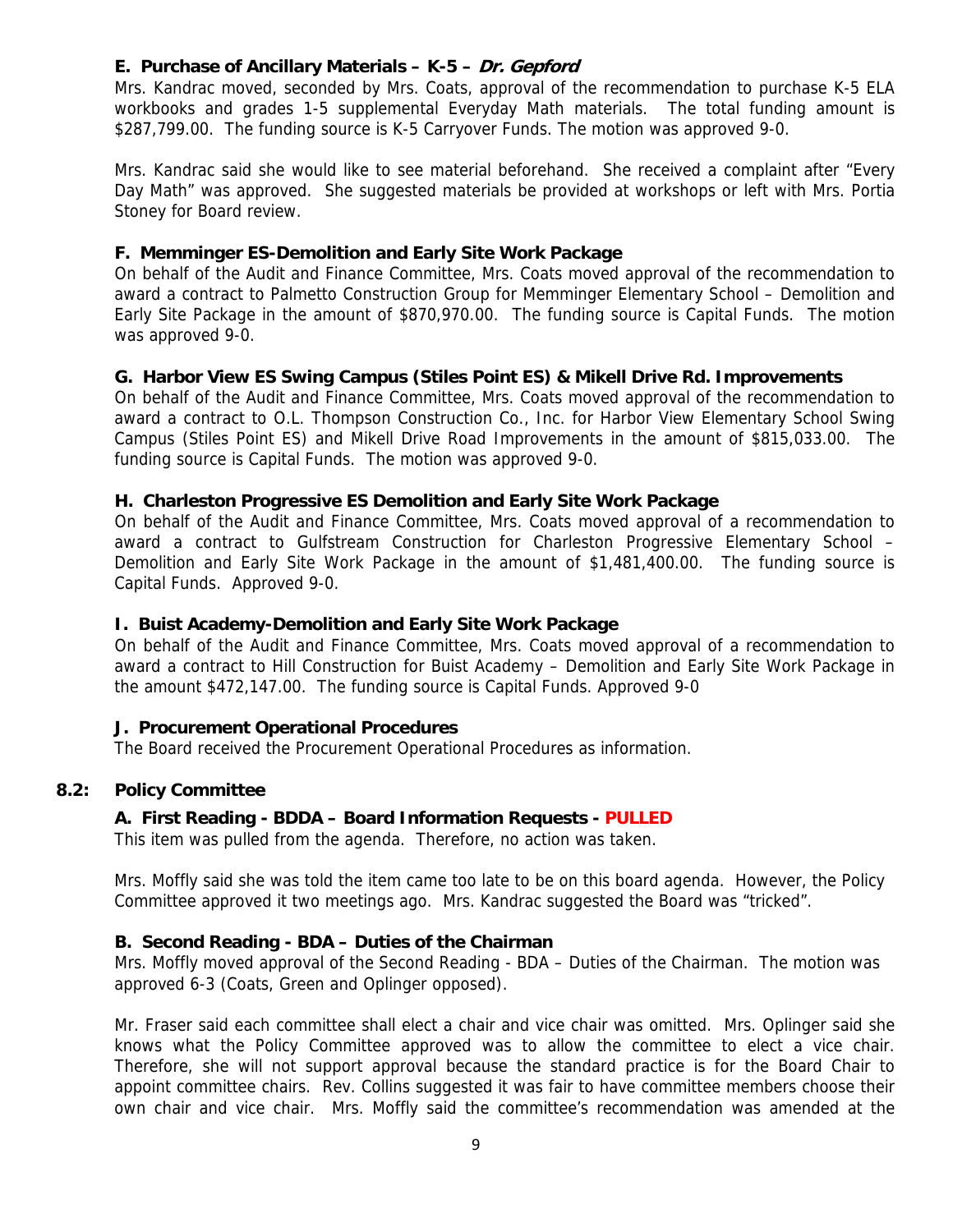### E. Purchase of Ancillary Materials – K-5 – *Dr. Gepford*

Mrs. Kandrac moved, seconded by Mrs. Coats, approval of the recommendation to purchase K-5 ELA workbooks and grades 1-5 supplemental Everyday Math materials. The total funding amount is $287,799.00. The funding source is K-5 Carryover Funds. The motion was approved 9-0.

Mrs. Kandrac said she would like to see material beforehand. She received a complaint after "Every Day Math" was approved. She suggested materials be provided at workshops or left with Mrs. Portia Stoney for Board review.

### F. Memminger ES-Demolition and Early Site Work Package

On behalf of the Audit and Finance Committee, Mrs. Coats moved approval of the recommendation to award a contract to Palmetto Construction Group for Memminger Elementary School – Demolition and Early Site Package in the amount of $870,970.00. The funding source is Capital Funds. The motion was approved 9-0.

### G. Harbor View ES Swing Campus (Stiles Point ES) & Mikell Drive Rd. Improvements

On behalf of the Audit and Finance Committee, Mrs. Coats moved approval of the recommendation to award a contract to O.L. Thompson Construction Co., Inc. for Harbor View Elementary School Swing Campus (Stiles Point ES) and Mikell Drive Road Improvements in the amount of $815,033.00. The funding source is Capital Funds. The motion was approved 9-0.

### H. Charleston Progressive ES Demolition and Early Site Work Package

On behalf of the Audit and Finance Committee, Mrs. Coats moved approval of a recommendation to award a contract to Gulfstream Construction for Charleston Progressive Elementary School – Demolition and Early Site Work Package in the amount of $1,481,400.00. The funding source is Capital Funds. Approved 9-0.

### I. Buist Academy-Demolition and Early Site Work Package

On behalf of the Audit and Finance Committee, Mrs. Coats moved approval of a recommendation to award a contract to Hill Construction for Buist Academy – Demolition and Early Site Work Package in the amount $472,147.00. The funding source is Capital Funds. Approved 9-0

### J. Procurement Operational Procedures

The Board received the Procurement Operational Procedures as information.

## 8.2: Policy Committee

### A. First Reading - BDDA – Board Information Requests - PULLED

This item was pulled from the agenda. Therefore, no action was taken.

Mrs. Moffly said she was told the item came too late to be on this board agenda. However, the Policy Committee approved it two meetings ago. Mrs. Kandrac suggested the Board was "tricked".

### B. Second Reading - BDA – Duties of the Chairman

Mrs. Moffly moved approval of the Second Reading - BDA – Duties of the Chairman. The motion was approved 6-3 (Coats, Green and Oplinger opposed).

Mr. Fraser said each committee shall elect a chair and vice chair was omitted. Mrs. Oplinger said she knows what the Policy Committee approved was to allow the committee to elect a vice chair. Therefore, she will not support approval because the standard practice is for the Board Chair to appoint committee chairs. Rev. Collins suggested it was fair to have committee members choose their own chair and vice chair. Mrs. Moffly said the committee's recommendation was amended at the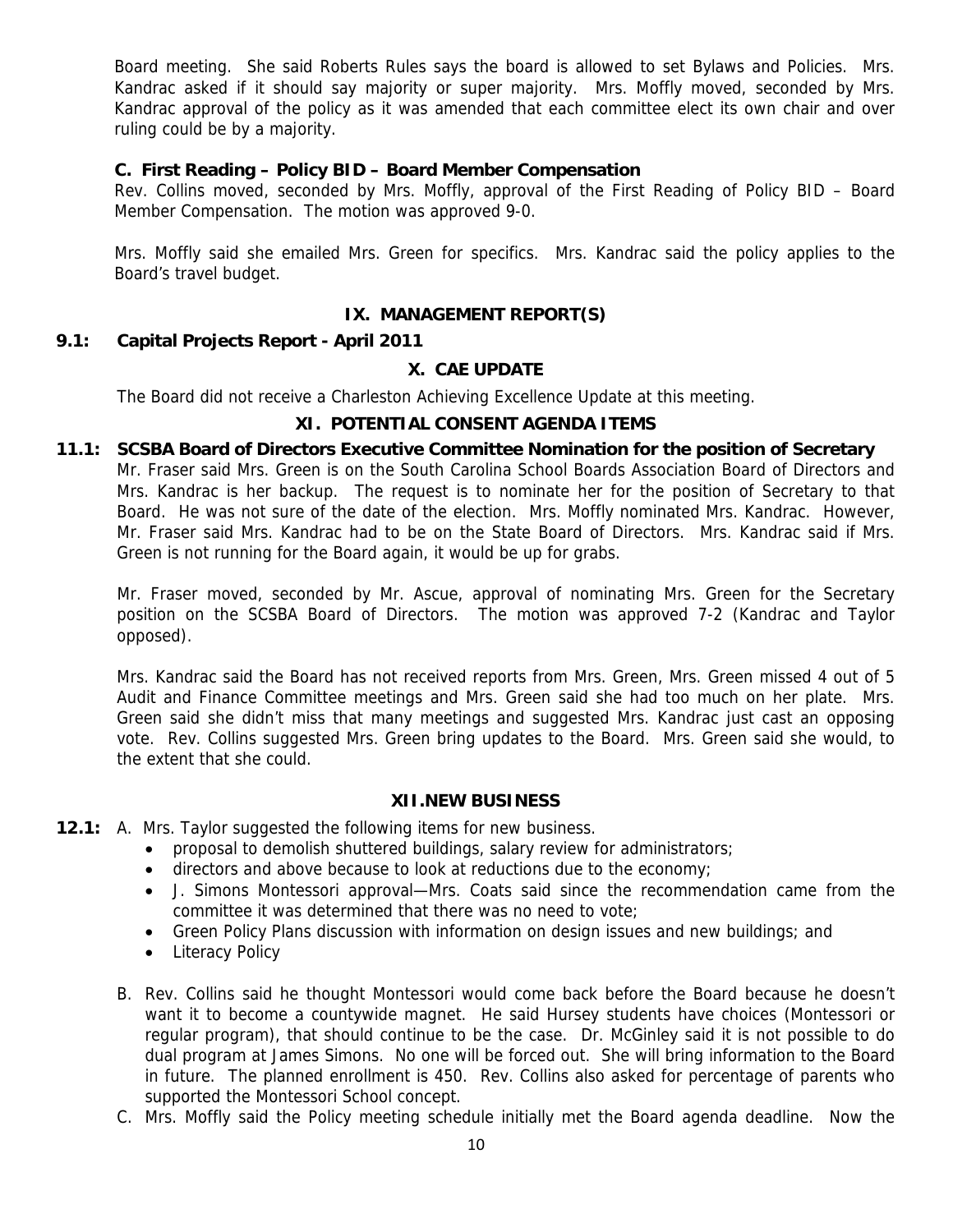Board meeting. She said Roberts Rules says the board is allowed to set Bylaws and Policies. Mrs. Kandrac asked if it should say majority or super majority. Mrs. Moffly moved, seconded by Mrs. Kandrac approval of the policy as it was amended that each committee elect its own chair and over ruling could be by a majority.

**C. First Reading – Policy BID – Board Member Compensation**

Rev. Collins moved, seconded by Mrs. Moffly, approval of the First Reading of Policy BID – Board Member Compensation. The motion was approved 9-0.

Mrs. Moffly said she emailed Mrs. Green for specifics. Mrs. Kandrac said the policy applies to the Board's travel budget.

## IX. MANAGEMENT REPORT(S)

**9.1: Capital Projects Report - April 2011**

## X. CAE UPDATE

The Board did not receive a Charleston Achieving Excellence Update at this meeting.

## XI. POTENTIAL CONSENT AGENDA ITEMS

**11.1: SCSBA Board of Directors Executive Committee Nomination for the position of Secretary**

Mr. Fraser said Mrs. Green is on the South Carolina School Boards Association Board of Directors and Mrs. Kandrac is her backup. The request is to nominate her for the position of Secretary to that Board. He was not sure of the date of the election. Mrs. Moffly nominated Mrs. Kandrac. However, Mr. Fraser said Mrs. Kandrac had to be on the State Board of Directors. Mrs. Kandrac said if Mrs. Green is not running for the Board again, it would be up for grabs.

Mr. Fraser moved, seconded by Mr. Ascue, approval of nominating Mrs. Green for the Secretary position on the SCSBA Board of Directors. The motion was approved 7-2 (Kandrac and Taylor opposed).

Mrs. Kandrac said the Board has not received reports from Mrs. Green, Mrs. Green missed 4 out of 5 Audit and Finance Committee meetings and Mrs. Green said she had too much on her plate. Mrs. Green said she didn't miss that many meetings and suggested Mrs. Kandrac just cast an opposing vote. Rev. Collins suggested Mrs. Green bring updates to the Board. Mrs. Green said she would, to the extent that she could.

## XII.NEW BUSINESS

**12.1:** A. Mrs. Taylor suggested the following items for new business.

- proposal to demolish shuttered buildings, salary review for administrators;
- directors and above because to look at reductions due to the economy;
- J. Simons Montessori approval—Mrs. Coats said since the recommendation came from the committee it was determined that there was no need to vote;
- Green Policy Plans discussion with information on design issues and new buildings; and
- Literacy Policy

B. Rev. Collins said he thought Montessori would come back before the Board because he doesn't want it to become a countywide magnet. He said Hursey students have choices (Montessori or regular program), that should continue to be the case. Dr. McGinley said it is not possible to do dual program at James Simons. No one will be forced out. She will bring information to the Board in future. The planned enrollment is 450. Rev. Collins also asked for percentage of parents who supported the Montessori School concept.

C. Mrs. Moffly said the Policy meeting schedule initially met the Board agenda deadline. Now the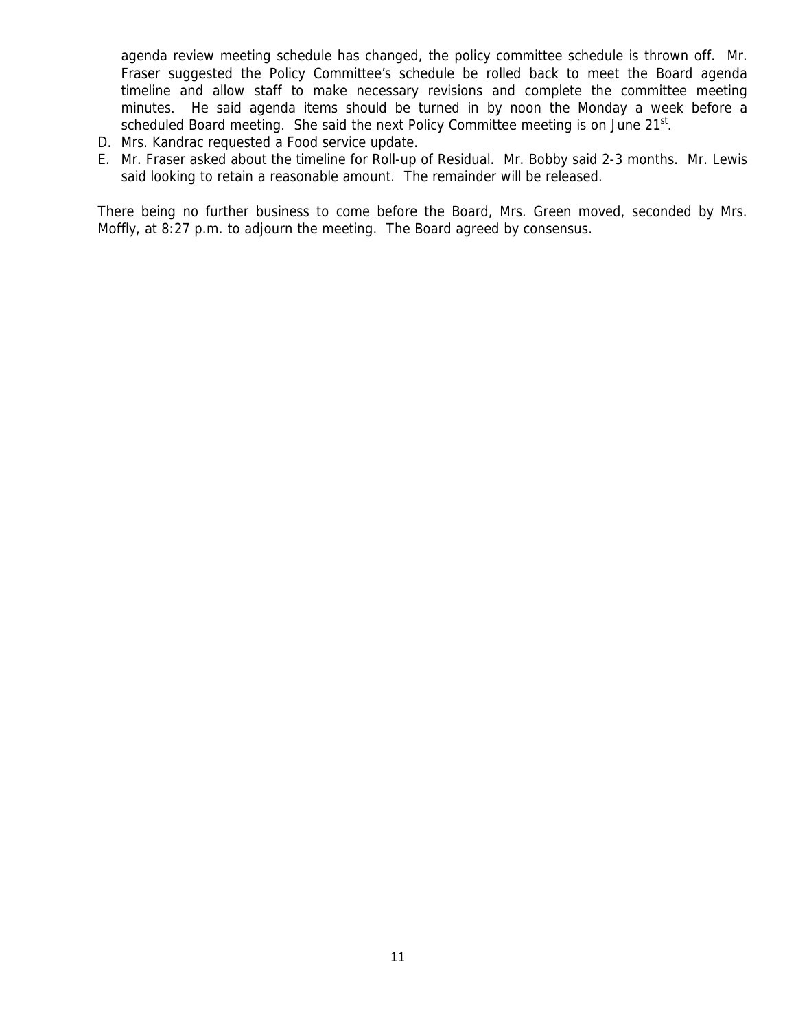agenda review meeting schedule has changed, the policy committee schedule is thrown off. Mr. Fraser suggested the Policy Committee's schedule be rolled back to meet the Board agenda timeline and allow staff to make necessary revisions and complete the committee meeting minutes. He said agenda items should be turned in by noon the Monday a week before a scheduled Board meeting. She said the next Policy Committee meeting is on June 21st.

D. Mrs. Kandrac requested a Food service update.
E. Mr. Fraser asked about the timeline for Roll-up of Residual. Mr. Bobby said 2-3 months. Mr. Lewis said looking to retain a reasonable amount. The remainder will be released.

There being no further business to come before the Board, Mrs. Green moved, seconded by Mrs. Moffly, at 8:27 p.m. to adjourn the meeting. The Board agreed by consensus.